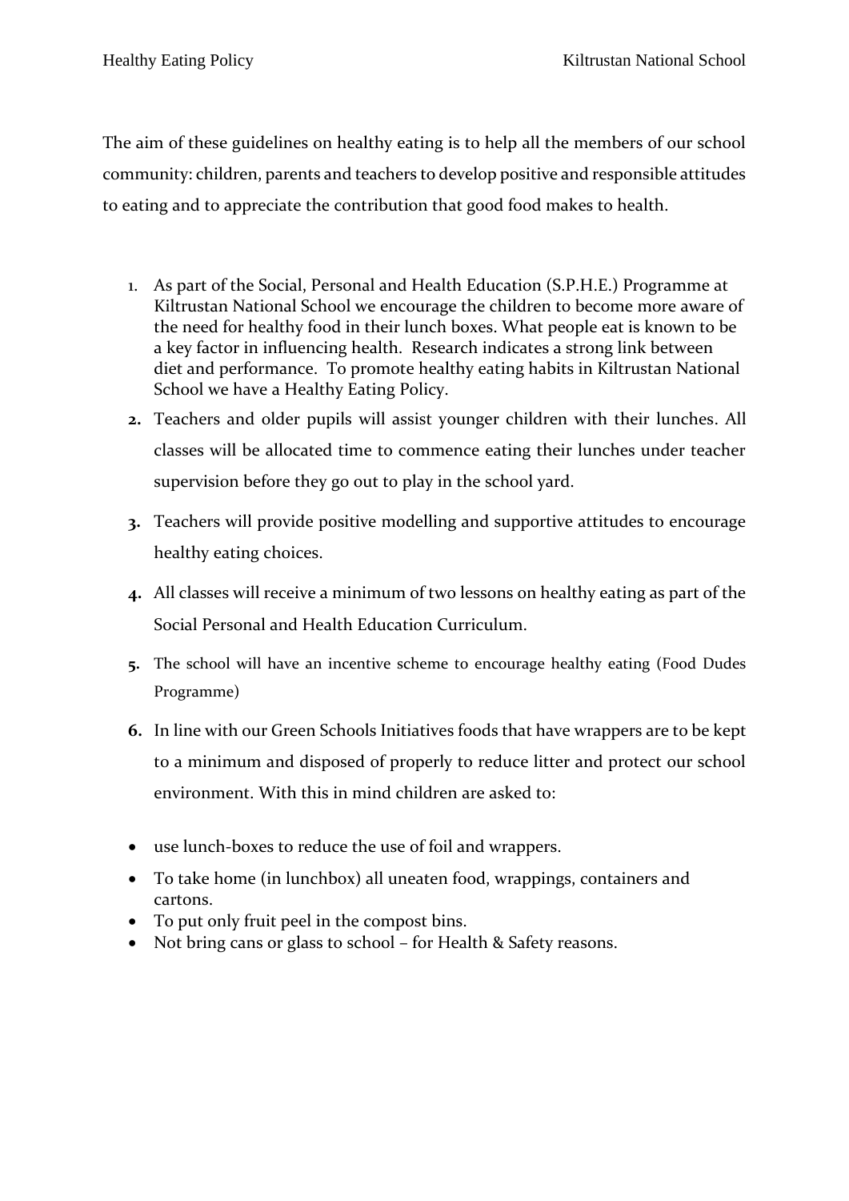The aim of these guidelines on healthy eating is to help all the members of our school community: children, parents and teachers to develop positive and responsible attitudes to eating and to appreciate the contribution that good food makes to health.

1. As part of the Social, Personal and Health Education (S.P.H.E.) Programme at Kiltrustan National School we encourage the children to become more aware of the need for healthy food in their lunch boxes. What people eat is known to be a key factor in influencing health. Research indicates a strong link between diet and performance. To promote healthy eating habits in Kiltrustan National School we have a Healthy Eating Policy.
2. Teachers and older pupils will assist younger children with their lunches. All classes will be allocated time to commence eating their lunches under teacher supervision before they go out to play in the school yard.
3. Teachers will provide positive modelling and supportive attitudes to encourage healthy eating choices.
4. All classes will receive a minimum of two lessons on healthy eating as part of the Social Personal and Health Education Curriculum.
5. The school will have an incentive scheme to encourage healthy eating (Food Dudes Programme)
6. In line with our Green Schools Initiatives foods that have wrappers are to be kept to a minimum and disposed of properly to reduce litter and protect our school environment. With this in mind children are asked to:

- use lunch-boxes to reduce the use of foil and wrappers.
- To take home (in lunchbox) all uneaten food, wrappings, containers and cartons.
- To put only fruit peel in the compost bins.
- Not bring cans or glass to school – for Health & Safety reasons.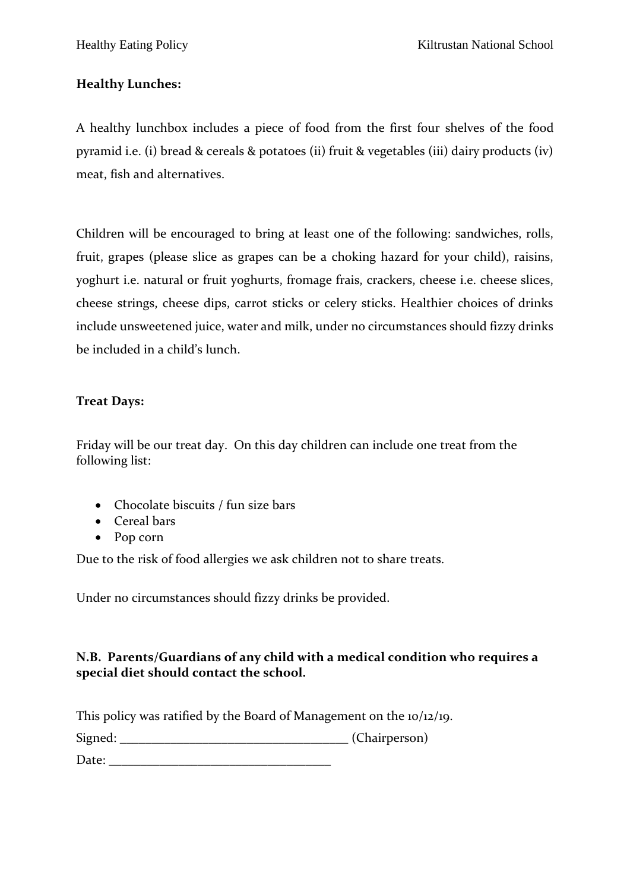**Healthy Lunches:**

A healthy lunchbox includes a piece of food from the first four shelves of the food pyramid i.e. (i) bread & cereals & potatoes (ii) fruit & vegetables (iii) dairy products (iv) meat, fish and alternatives.

Children will be encouraged to bring at least one of the following: sandwiches, rolls, fruit, grapes (please slice as grapes can be a choking hazard for your child), raisins, yoghurt i.e. natural or fruit yoghurts, fromage frais, crackers, cheese i.e. cheese slices, cheese strings, cheese dips, carrot sticks or celery sticks. Healthier choices of drinks include unsweetened juice, water and milk, under no circumstances should fizzy drinks be included in a child's lunch.

**Treat Days:**

Friday will be our treat day. On this day children can include one treat from the following list:

- Chocolate biscuits / fun size bars
- Cereal bars
- Pop corn

Due to the risk of food allergies we ask children not to share treats.

Under no circumstances should fizzy drinks be provided.

**N.B. Parents/Guardians of any child with a medical condition who requires a special diet should contact the school.**

This policy was ratified by the Board of Management on the 10/12/19.

Signed: ___________________________________ (Chairperson)

Date: ___________________________________